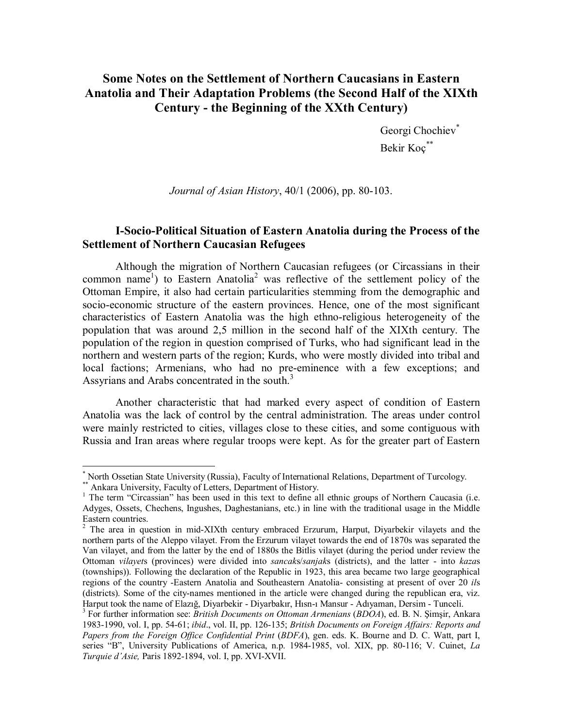# Some Notes on the Settlement of Northern Caucasians in Eastern Anatolia and Their Adaptation Problems (the Second Half of the XIXth Century - the Beginning of the XXth Century)

Georgi Chochiev[*]
Bekir Koç[**]

*Journal of Asian History*, 40/1 (2006), pp. 80-103.

## I-Socio-Political Situation of Eastern Anatolia during the Process of the Settlement of Northern Caucasian Refugees

Although the migration of Northern Caucasian refugees (or Circassians in their common name[1]) to Eastern Anatolia[2] was reflective of the settlement policy of the Ottoman Empire, it also had certain particularities stemming from the demographic and socio-economic structure of the eastern provinces. Hence, one of the most significant characteristics of Eastern Anatolia was the high ethno-religious heterogeneity of the population that was around 2,5 million in the second half of the XIXth century. The population of the region in question comprised of Turks, who had significant lead in the northern and western parts of the region; Kurds, who were mostly divided into tribal and local factions; Armenians, who had no pre-eminence with a few exceptions; and Assyrians and Arabs concentrated in the south.[3]

Another characteristic that had marked every aspect of condition of Eastern Anatolia was the lack of control by the central administration. The areas under control were mainly restricted to cities, villages close to these cities, and some contiguous with Russia and Iran areas where regular troops were kept. As for the greater part of Eastern

---

[*] North Ossetian State University (Russia), Faculty of International Relations, Department of Turcology.

[**] Ankara University, Faculty of Letters, Department of History.

[1] The term "Circassian" has been used in this text to define all ethnic groups of Northern Caucasia (i.e. Adyges, Ossets, Chechens, Inghushes, Daghestanians, etc.) in line with the traditional usage in the Middle Eastern countries.

[2] The area in question in mid-XIXth century embraced Erzurum, Harput, Diyarbekir vilayets and the northern parts of the Aleppo vilayet. From the Erzurum vilayet towards the end of 1870s was separated the Van vilayet, and from the latter by the end of 1880s the Bitlis vilayet (during the period under review the Ottoman *vilayet*s (provinces) were divided into *sancak*s/*sanjak*s (districts), and the latter - into *kaza*s (townships)). Following the declaration of the Republic in 1923, this area became two large geographical regions of the country -Eastern Anatolia and Southeastern Anatolia- consisting at present of over 20 *il*s (districts). Some of the city-names mentioned in the article were changed during the republican era, viz. Harput took the name of Elazığ, Diyarbekir - Diyarbakır, Hısn-ı Mansur - Adıyaman, Dersim - Tunceli.

[3] For further information see: *British Documents on Ottoman Armenians* (*BDOA*), ed. B. N. Şimşir, Ankara 1983-1990, vol. I, pp. 54-61; *ibid*., vol. II, pp. 126-135; *British Documents on Foreign Affairs: Reports and Papers from the Foreign Office Confidential Print* (*BDFA*), gen. eds. K. Bourne and D. C. Watt, part I, series "B", University Publications of America, n.p. 1984-1985, vol. XIX, pp. 80-116; V. Cuinet, *La Turquie d'Asie,* Paris 1892-1894, vol. I, pp. XVI-XVII.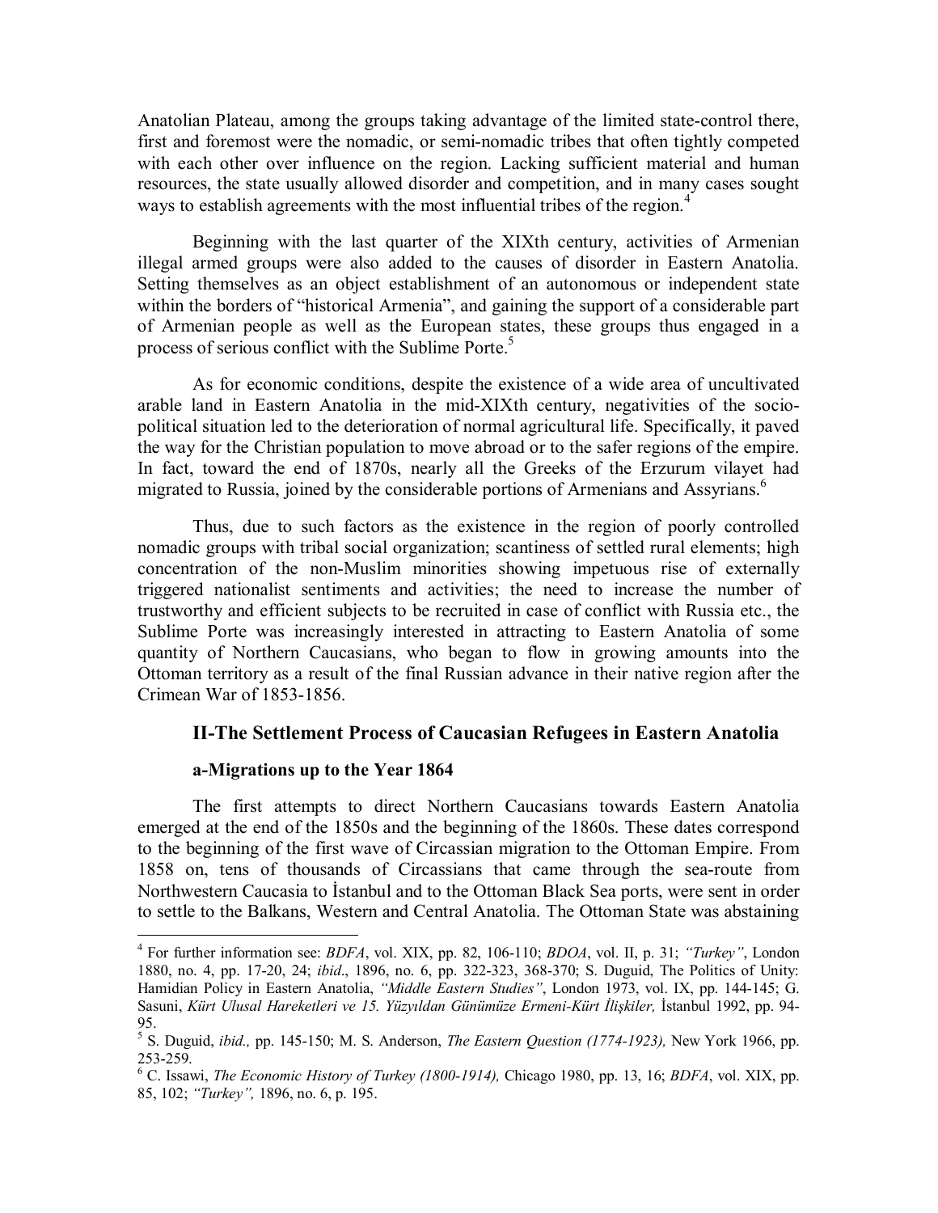Anatolian Plateau, among the groups taking advantage of the limited state-control there, first and foremost were the nomadic, or semi-nomadic tribes that often tightly competed with each other over influence on the region. Lacking sufficient material and human resources, the state usually allowed disorder and competition, and in many cases sought ways to establish agreements with the most influential tribes of the region.[4]

Beginning with the last quarter of the XIXth century, activities of Armenian illegal armed groups were also added to the causes of disorder in Eastern Anatolia. Setting themselves as an object establishment of an autonomous or independent state within the borders of "historical Armenia", and gaining the support of a considerable part of Armenian people as well as the European states, these groups thus engaged in a process of serious conflict with the Sublime Porte.[5]

As for economic conditions, despite the existence of a wide area of uncultivated arable land in Eastern Anatolia in the mid-XIXth century, negativities of the socio-political situation led to the deterioration of normal agricultural life. Specifically, it paved the way for the Christian population to move abroad or to the safer regions of the empire. In fact, toward the end of 1870s, nearly all the Greeks of the Erzurum vilayet had migrated to Russia, joined by the considerable portions of Armenians and Assyrians.[6]

Thus, due to such factors as the existence in the region of poorly controlled nomadic groups with tribal social organization; scantiness of settled rural elements; high concentration of the non-Muslim minorities showing impetuous rise of externally triggered nationalist sentiments and activities; the need to increase the number of trustworthy and efficient subjects to be recruited in case of conflict with Russia etc., the Sublime Porte was increasingly interested in attracting to Eastern Anatolia of some quantity of Northern Caucasians, who began to flow in growing amounts into the Ottoman territory as a result of the final Russian advance in their native region after the Crimean War of 1853-1856.

## II-The Settlement Process of Caucasian Refugees in Eastern Anatolia

### a-Migrations up to the Year 1864

The first attempts to direct Northern Caucasians towards Eastern Anatolia emerged at the end of the 1850s and the beginning of the 1860s. These dates correspond to the beginning of the first wave of Circassian migration to the Ottoman Empire. From 1858 on, tens of thousands of Circassians that came through the sea-route from Northwestern Caucasia to İstanbul and to the Ottoman Black Sea ports, were sent in order to settle to the Balkans, Western and Central Anatolia. The Ottoman State was abstaining

---

[4] For further information see: *BDFA*, vol. XIX, pp. 82, 106-110; *BDOA*, vol. II, p. 31; *"Turkey"*, London 1880, no. 4, pp. 17-20, 24; *ibid*., 1896, no. 6, pp. 322-323, 368-370; S. Duguid, The Politics of Unity: Hamidian Policy in Eastern Anatolia, *"Middle Eastern Studies"*, London 1973, vol. IX, pp. 144-145; G. Sasuni, *Kürt Ulusal Hareketleri ve 15. Yüzyıldan Günümüze Ermeni-Kürt İlişkiler,* İstanbul 1992, pp. 94-95.

[5] S. Duguid, *ibid.,* pp. 145-150; M. S. Anderson, *The Eastern Question (1774-1923),* New York 1966, pp. 253-259.

[6] C. Issawi, *The Economic History of Turkey (1800-1914),* Chicago 1980, pp. 13, 16; *BDFA*, vol. XIX, pp. 85, 102; *"Turkey",* 1896, no. 6, p. 195.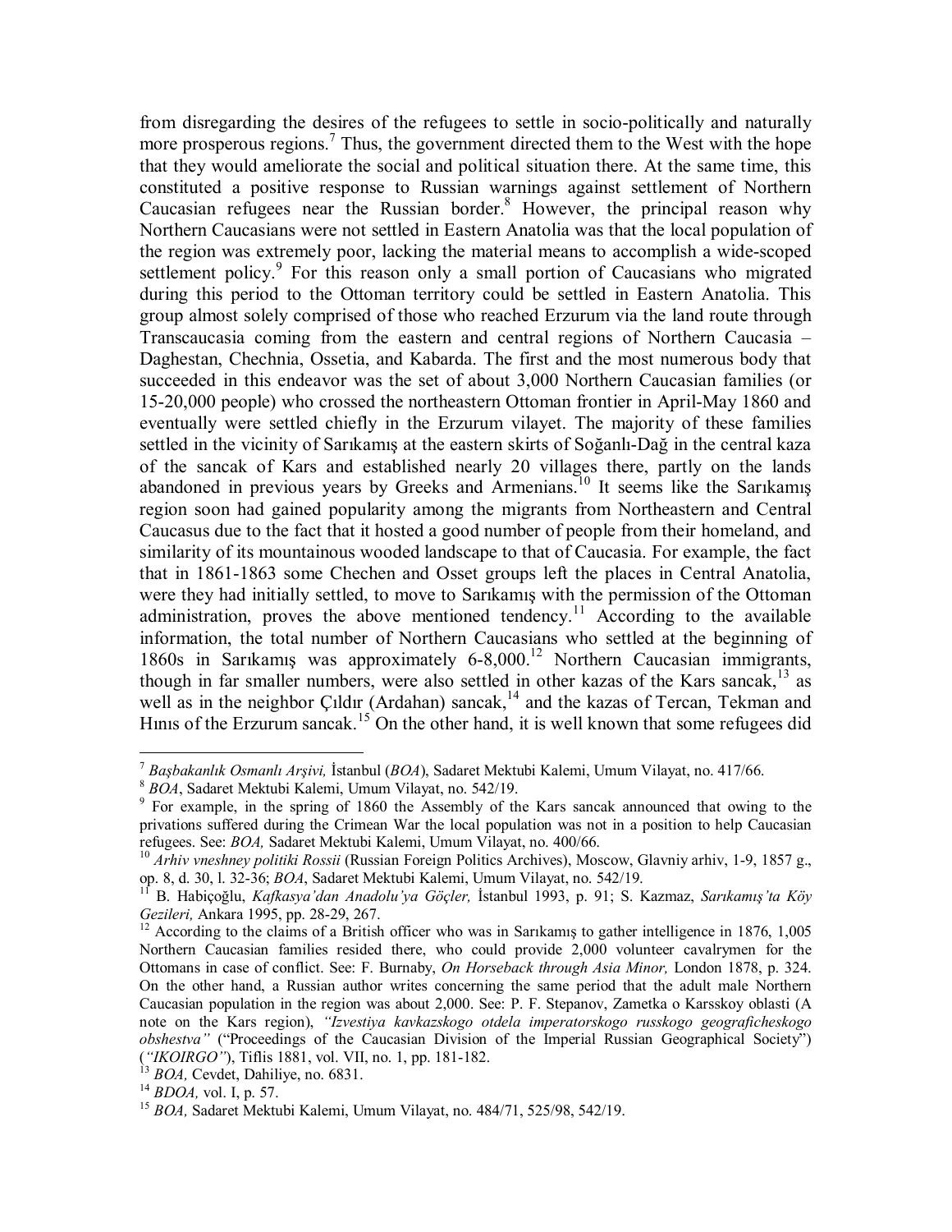from disregarding the desires of the refugees to settle in socio-politically and naturally more prosperous regions.[7] Thus, the government directed them to the West with the hope that they would ameliorate the social and political situation there. At the same time, this constituted a positive response to Russian warnings against settlement of Northern Caucasian refugees near the Russian border.[8] However, the principal reason why Northern Caucasians were not settled in Eastern Anatolia was that the local population of the region was extremely poor, lacking the material means to accomplish a wide-scoped settlement policy.[9] For this reason only a small portion of Caucasians who migrated during this period to the Ottoman territory could be settled in Eastern Anatolia. This group almost solely comprised of those who reached Erzurum via the land route through Transcaucasia coming from the eastern and central regions of Northern Caucasia – Daghestan, Chechnia, Ossetia, and Kabarda. The first and the most numerous body that succeeded in this endeavor was the set of about 3,000 Northern Caucasian families (or 15-20,000 people) who crossed the northeastern Ottoman frontier in April-May 1860 and eventually were settled chiefly in the Erzurum vilayet. The majority of these families settled in the vicinity of Sarıkamış at the eastern skirts of Soğanlı-Dağ in the central kaza of the sancak of Kars and established nearly 20 villages there, partly on the lands abandoned in previous years by Greeks and Armenians.[10] It seems like the Sarıkamış region soon had gained popularity among the migrants from Northeastern and Central Caucasus due to the fact that it hosted a good number of people from their homeland, and similarity of its mountainous wooded landscape to that of Caucasia. For example, the fact that in 1861-1863 some Chechen and Osset groups left the places in Central Anatolia, were they had initially settled, to move to Sarıkamış with the permission of the Ottoman administration, proves the above mentioned tendency.[11] According to the available information, the total number of Northern Caucasians who settled at the beginning of 1860s in Sarıkamış was approximately 6-8,000.[12] Northern Caucasian immigrants, though in far smaller numbers, were also settled in other kazas of the Kars sancak,[13] as well as in the neighbor Çıldır (Ardahan) sancak,[14] and the kazas of Tercan, Tekman and Hınıs of the Erzurum sancak.[15] On the other hand, it is well known that some refugees did

---

[7] *Başbakanlık Osmanlı Arşivi,* İstanbul (*BOA*), Sadaret Mektubi Kalemi, Umum Vilayat, no. 417/66.

[8] *BOA*, Sadaret Mektubi Kalemi, Umum Vilayat, no. 542/19.

[9] For example, in the spring of 1860 the Assembly of the Kars sancak announced that owing to the privations suffered during the Crimean War the local population was not in a position to help Caucasian refugees. See: *BOA,* Sadaret Mektubi Kalemi, Umum Vilayat, no. 400/66.

[10] *Arhiv vneshney politiki Rossii* (Russian Foreign Politics Archives), Moscow, Glavniy arhiv, 1-9, 1857 g., op. 8, d. 30, l. 32-36; *BOA*, Sadaret Mektubi Kalemi, Umum Vilayat, no. 542/19.

[11] B. Habiçoğlu, *Kafkasya'dan Anadolu'ya Göçler,* İstanbul 1993, p. 91; S. Kazmaz, *Sarıkamış'ta Köy Gezileri,* Ankara 1995, pp. 28-29, 267.

[12] According to the claims of a British officer who was in Sarıkamış to gather intelligence in 1876, 1,005 Northern Caucasian families resided there, who could provide 2,000 volunteer cavalrymen for the Ottomans in case of conflict. See: F. Burnaby, *On Horseback through Asia Minor,* London 1878, p. 324. On the other hand, a Russian author writes concerning the same period that the adult male Northern Caucasian population in the region was about 2,000. See: P. F. Stepanov, Zametka o Karsskoy oblasti (A note on the Kars region), *"Izvestiya kavkazskogo otdela imperatorskogo russkogo geograficheskogo obshestva"* ("Proceedings of the Caucasian Division of the Imperial Russian Geographical Society") (*"IKOIRGO"*), Tiflis 1881, vol. VII, no. 1, pp. 181-182.

[13] *BOA,* Cevdet, Dahiliye, no. 6831.

[14] *BDOA,* vol. I, p. 57.

[15] *BOA,* Sadaret Mektubi Kalemi, Umum Vilayat, no. 484/71, 525/98, 542/19.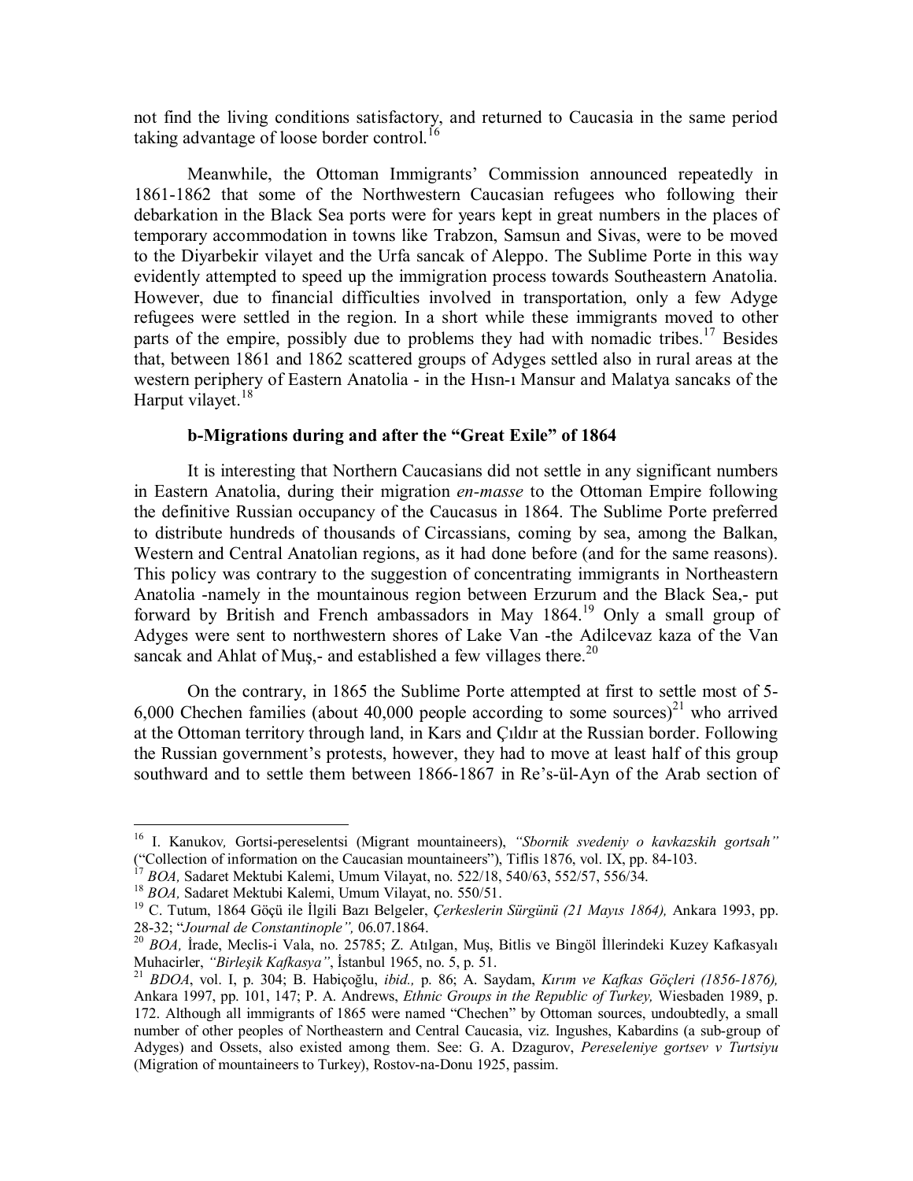not find the living conditions satisfactory, and returned to Caucasia in the same period taking advantage of loose border control.[16]

Meanwhile, the Ottoman Immigrants' Commission announced repeatedly in 1861-1862 that some of the Northwestern Caucasian refugees who following their debarkation in the Black Sea ports were for years kept in great numbers in the places of temporary accommodation in towns like Trabzon, Samsun and Sivas, were to be moved to the Diyarbekir vilayet and the Urfa sancak of Aleppo. The Sublime Porte in this way evidently attempted to speed up the immigration process towards Southeastern Anatolia. However, due to financial difficulties involved in transportation, only a few Adyge refugees were settled in the region. In a short while these immigrants moved to other parts of the empire, possibly due to problems they had with nomadic tribes.[17] Besides that, between 1861 and 1862 scattered groups of Adyges settled also in rural areas at the western periphery of Eastern Anatolia - in the Hısn-ı Mansur and Malatya sancaks of the Harput vilayet.[18]

### b-Migrations during and after the "Great Exile" of 1864

It is interesting that Northern Caucasians did not settle in any significant numbers in Eastern Anatolia, during their migration *en-masse* to the Ottoman Empire following the definitive Russian occupancy of the Caucasus in 1864. The Sublime Porte preferred to distribute hundreds of thousands of Circassians, coming by sea, among the Balkan, Western and Central Anatolian regions, as it had done before (and for the same reasons). This policy was contrary to the suggestion of concentrating immigrants in Northeastern Anatolia -namely in the mountainous region between Erzurum and the Black Sea,- put forward by British and French ambassadors in May 1864.[19] Only a small group of Adyges were sent to northwestern shores of Lake Van -the Adilcevaz kaza of the Van sancak and Ahlat of Muş,- and established a few villages there.[20]

On the contrary, in 1865 the Sublime Porte attempted at first to settle most of 5-6,000 Chechen families (about 40,000 people according to some sources)[21] who arrived at the Ottoman territory through land, in Kars and Çıldır at the Russian border. Following the Russian government's protests, however, they had to move at least half of this group southward and to settle them between 1866-1867 in Re's-ül-Ayn of the Arab section of

---

[16] I. Kanukov, Gortsi-pereselentsi (Migrant mountaineers), *"Sbornik svedeniy o kavkazskih gortsah"* ("Collection of information on the Caucasian mountaineers"), Tiflis 1876, vol. IX, pp. 84-103.

[17] *BOA,* Sadaret Mektubi Kalemi, Umum Vilayat, no. 522/18, 540/63, 552/57, 556/34.

[18] *BOA,* Sadaret Mektubi Kalemi, Umum Vilayat, no. 550/51.

[19] C. Tutum, 1864 Göçü ile İlgili Bazı Belgeler, *Çerkeslerin Sürgünü (21 Mayıs 1864),* Ankara 1993, pp. 28-32; "*Journal de Constantinople",* 06.07.1864.

[20] *BOA,* İrade, Meclis-i Vala, no. 25785; Z. Atılgan, Muş, Bitlis ve Bingöl İllerindeki Kuzey Kafkasyalı Muhacirler, *"Birleşik Kafkasya"*, İstanbul 1965, no. 5, p. 51.

[21] *BDOA*, vol. I, p. 304; B. Habiçoğlu, *ibid.,* p. 86; A. Saydam, *Kırım ve Kafkas Göçleri (1856-1876),* Ankara 1997, pp. 101, 147; P. A. Andrews, *Ethnic Groups in the Republic of Turkey,* Wiesbaden 1989, p. 172. Although all immigrants of 1865 were named "Chechen" by Ottoman sources, undoubtedly, a small number of other peoples of Northeastern and Central Caucasia, viz. Ingushes, Kabardins (a sub-group of Adyges) and Ossets, also existed among them. See: G. A. Dzagurov, *Pereseleniye gortsev v Turtsiyu* (Migration of mountaineers to Turkey), Rostov-na-Donu 1925, passim.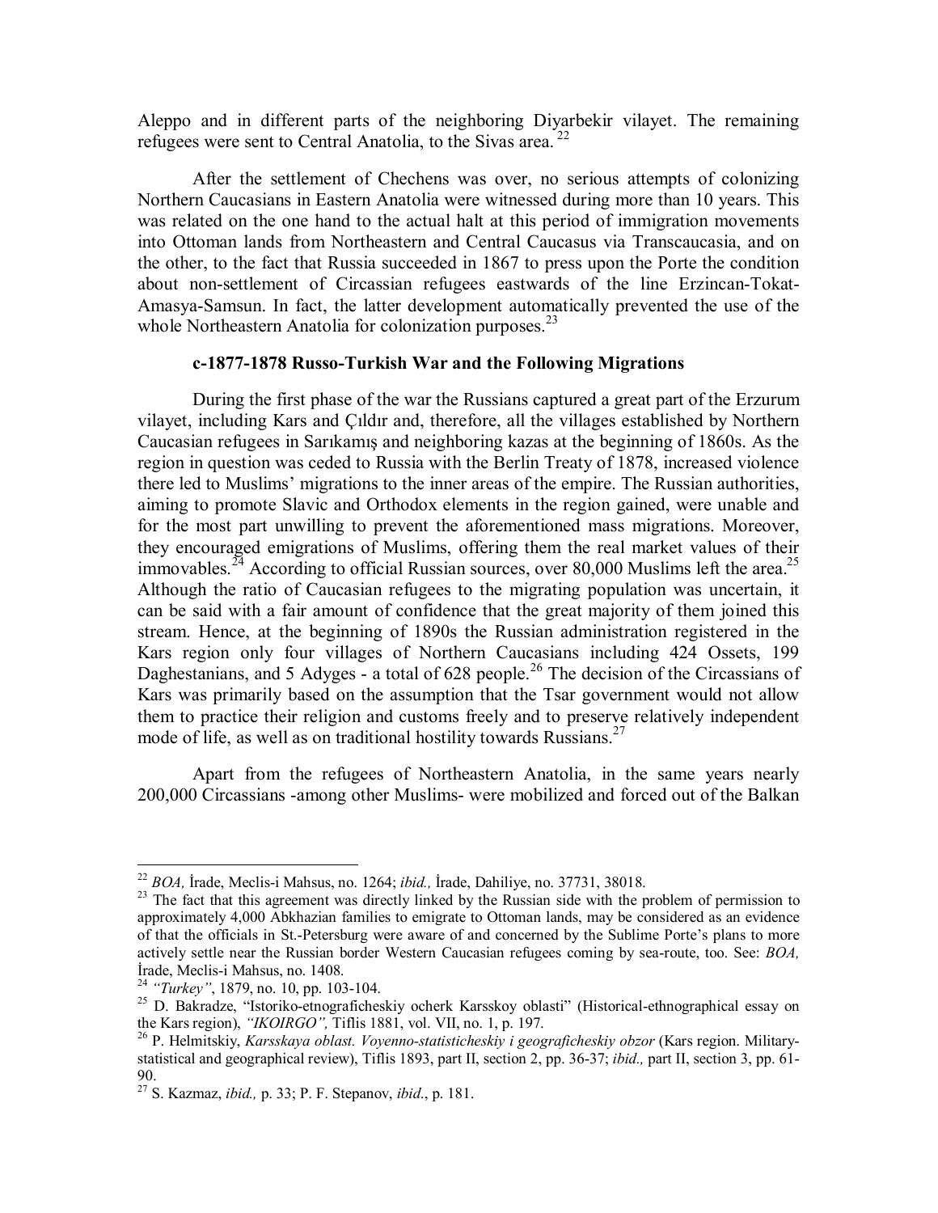Aleppo and in different parts of the neighboring Diyarbekir vilayet. The remaining refugees were sent to Central Anatolia, to the Sivas area.[22]

After the settlement of Chechens was over, no serious attempts of colonizing Northern Caucasians in Eastern Anatolia were witnessed during more than 10 years. This was related on the one hand to the actual halt at this period of immigration movements into Ottoman lands from Northeastern and Central Caucasus via Transcaucasia, and on the other, to the fact that Russia succeeded in 1867 to press upon the Porte the condition about non-settlement of Circassian refugees eastwards of the line Erzincan-Tokat-Amasya-Samsun. In fact, the latter development automatically prevented the use of the whole Northeastern Anatolia for colonization purposes.[23]

### c-1877-1878 Russo-Turkish War and the Following Migrations

During the first phase of the war the Russians captured a great part of the Erzurum vilayet, including Kars and Çıldır and, therefore, all the villages established by Northern Caucasian refugees in Sarıkamış and neighboring kazas at the beginning of 1860s. As the region in question was ceded to Russia with the Berlin Treaty of 1878, increased violence there led to Muslims' migrations to the inner areas of the empire. The Russian authorities, aiming to promote Slavic and Orthodox elements in the region gained, were unable and for the most part unwilling to prevent the aforementioned mass migrations. Moreover, they encouraged emigrations of Muslims, offering them the real market values of their immovables.[24] According to official Russian sources, over 80,000 Muslims left the area.[25] Although the ratio of Caucasian refugees to the migrating population was uncertain, it can be said with a fair amount of confidence that the great majority of them joined this stream. Hence, at the beginning of 1890s the Russian administration registered in the Kars region only four villages of Northern Caucasians including 424 Ossets, 199 Daghestanians, and 5 Adyges - a total of 628 people.[26] The decision of the Circassians of Kars was primarily based on the assumption that the Tsar government would not allow them to practice their religion and customs freely and to preserve relatively independent mode of life, as well as on traditional hostility towards Russians.[27]

Apart from the refugees of Northeastern Anatolia, in the same years nearly 200,000 Circassians -among other Muslims- were mobilized and forced out of the Balkan

---

[22] *BOA,* İrade, Meclis-i Mahsus, no. 1264; *ibid.,* İrade, Dahiliye, no. 37731, 38018.

[23] The fact that this agreement was directly linked by the Russian side with the problem of permission to approximately 4,000 Abkhazian families to emigrate to Ottoman lands, may be considered as an evidence of that the officials in St.-Petersburg were aware of and concerned by the Sublime Porte's plans to more actively settle near the Russian border Western Caucasian refugees coming by sea-route, too. See: *BOA,* İrade, Meclis-i Mahsus, no. 1408.

[24] *"Turkey"*, 1879, no. 10, pp. 103-104.

[25] D. Bakradze, "Istoriko-etnograficheskiy ocherk Karsskoy oblasti" (Historical-ethnographical essay on the Kars region), *"IKOIRGO",* Tiflis 1881, vol. VII, no. 1, p. 197.

[26] P. Helmitskiy, *Karsskaya oblast. Voyenno-statisticheskiy i geograficheskiy obzor* (Kars region. Military-statistical and geographical review), Tiflis 1893, part II, section 2, pp. 36-37; *ibid.,* part II, section 3, pp. 61-90.

[27] S. Kazmaz, *ibid.,* p. 33; P. F. Stepanov, *ibid.*, p. 181.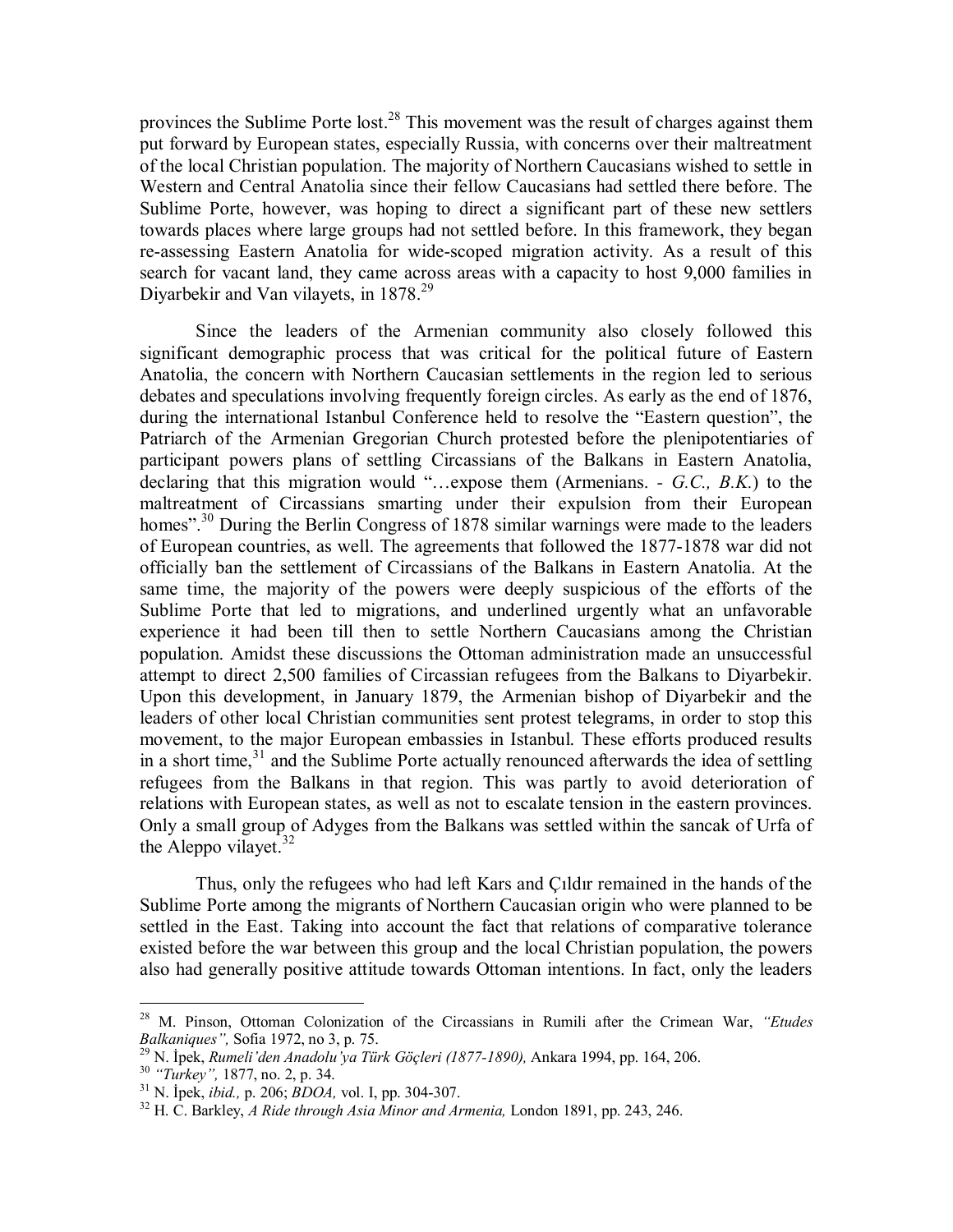provinces the Sublime Porte lost.[28] This movement was the result of charges against them put forward by European states, especially Russia, with concerns over their maltreatment of the local Christian population. The majority of Northern Caucasians wished to settle in Western and Central Anatolia since their fellow Caucasians had settled there before. The Sublime Porte, however, was hoping to direct a significant part of these new settlers towards places where large groups had not settled before. In this framework, they began re-assessing Eastern Anatolia for wide-scoped migration activity. As a result of this search for vacant land, they came across areas with a capacity to host 9,000 families in Diyarbekir and Van vilayets, in 1878.[29]

Since the leaders of the Armenian community also closely followed this significant demographic process that was critical for the political future of Eastern Anatolia, the concern with Northern Caucasian settlements in the region led to serious debates and speculations involving frequently foreign circles. As early as the end of 1876, during the international Istanbul Conference held to resolve the "Eastern question", the Patriarch of the Armenian Gregorian Church protested before the plenipotentiaries of participant powers plans of settling Circassians of the Balkans in Eastern Anatolia, declaring that this migration would "…expose them (Armenians. - *G.C., B.K.*) to the maltreatment of Circassians smarting under their expulsion from their European homes".[30] During the Berlin Congress of 1878 similar warnings were made to the leaders of European countries, as well. The agreements that followed the 1877-1878 war did not officially ban the settlement of Circassians of the Balkans in Eastern Anatolia. At the same time, the majority of the powers were deeply suspicious of the efforts of the Sublime Porte that led to migrations, and underlined urgently what an unfavorable experience it had been till then to settle Northern Caucasians among the Christian population. Amidst these discussions the Ottoman administration made an unsuccessful attempt to direct 2,500 families of Circassian refugees from the Balkans to Diyarbekir. Upon this development, in January 1879, the Armenian bishop of Diyarbekir and the leaders of other local Christian communities sent protest telegrams, in order to stop this movement, to the major European embassies in Istanbul. These efforts produced results in a short time,[31] and the Sublime Porte actually renounced afterwards the idea of settling refugees from the Balkans in that region. This was partly to avoid deterioration of relations with European states, as well as not to escalate tension in the eastern provinces. Only a small group of Adyges from the Balkans was settled within the sancak of Urfa of the Aleppo vilayet.[32]

Thus, only the refugees who had left Kars and Çıldır remained in the hands of the Sublime Porte among the migrants of Northern Caucasian origin who were planned to be settled in the East. Taking into account the fact that relations of comparative tolerance existed before the war between this group and the local Christian population, the powers also had generally positive attitude towards Ottoman intentions. In fact, only the leaders

---

[28] M. Pinson, Ottoman Colonization of the Circassians in Rumili after the Crimean War, *"Etudes Balkaniques",* Sofia 1972, no 3, p. 75.

[29] N. İpek, *Rumeli'den Anadolu'ya Türk Göçleri (1877-1890),* Ankara 1994, pp. 164, 206.

[30] *"Turkey",* 1877, no. 2, p. 34.

[31] N. İpek, *ibid.,* p. 206; *BDOA,* vol. I, pp. 304-307.

[32] H. C. Barkley, *A Ride through Asia Minor and Armenia,* London 1891, pp. 243, 246.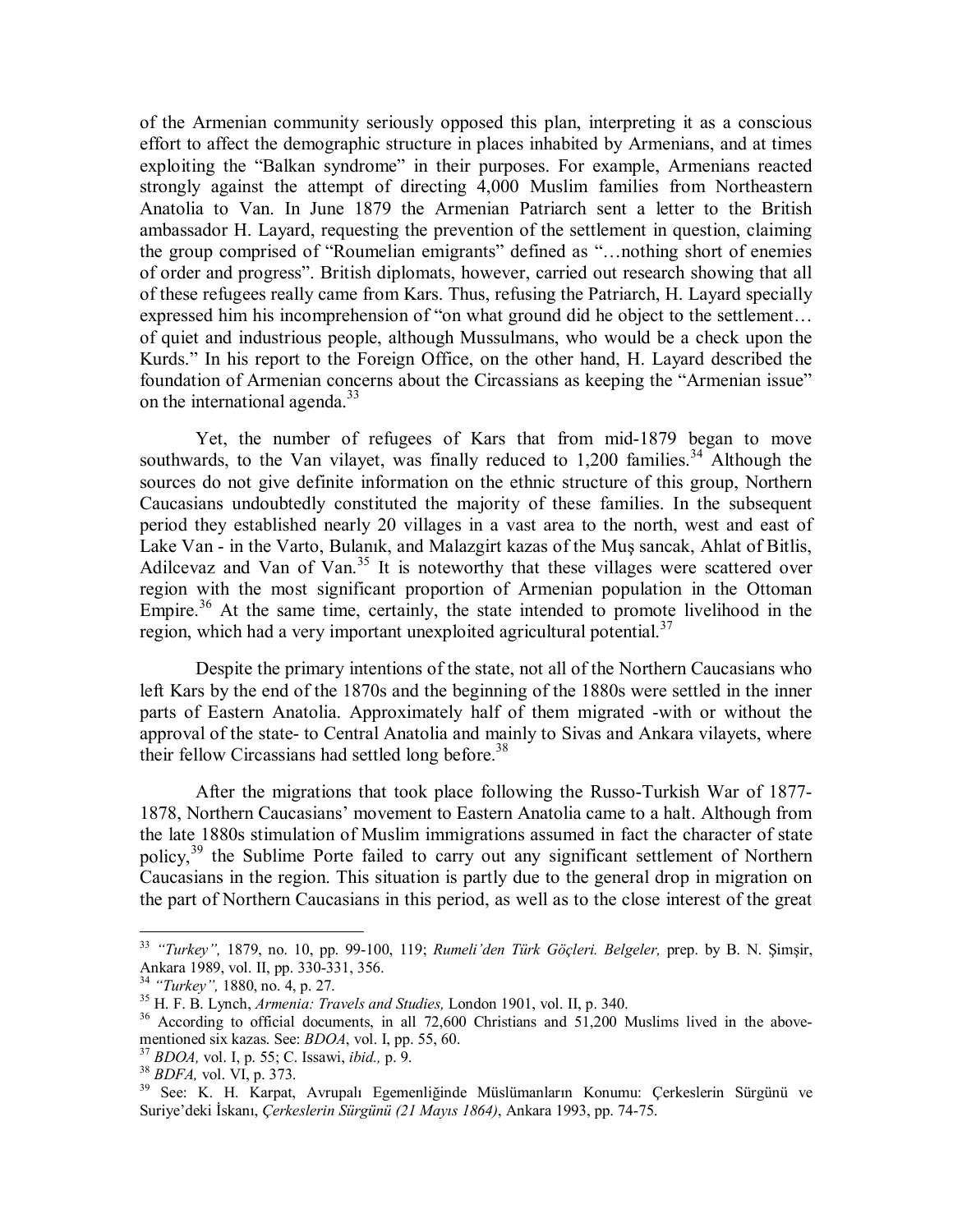of the Armenian community seriously opposed this plan, interpreting it as a conscious effort to affect the demographic structure in places inhabited by Armenians, and at times exploiting the "Balkan syndrome" in their purposes. For example, Armenians reacted strongly against the attempt of directing 4,000 Muslim families from Northeastern Anatolia to Van. In June 1879 the Armenian Patriarch sent a letter to the British ambassador H. Layard, requesting the prevention of the settlement in question, claiming the group comprised of "Roumelian emigrants" defined as "…nothing short of enemies of order and progress". British diplomats, however, carried out research showing that all of these refugees really came from Kars. Thus, refusing the Patriarch, H. Layard specially expressed him his incomprehension of "on what ground did he object to the settlement… of quiet and industrious people, although Mussulmans, who would be a check upon the Kurds." In his report to the Foreign Office, on the other hand, H. Layard described the foundation of Armenian concerns about the Circassians as keeping the "Armenian issue" on the international agenda.[33]

Yet, the number of refugees of Kars that from mid-1879 began to move southwards, to the Van vilayet, was finally reduced to 1,200 families.[34] Although the sources do not give definite information on the ethnic structure of this group, Northern Caucasians undoubtedly constituted the majority of these families. In the subsequent period they established nearly 20 villages in a vast area to the north, west and east of Lake Van - in the Varto, Bulanık, and Malazgirt kazas of the Muş sancak, Ahlat of Bitlis, Adilcevaz and Van of Van.[35] It is noteworthy that these villages were scattered over region with the most significant proportion of Armenian population in the Ottoman Empire.[36] At the same time, certainly, the state intended to promote livelihood in the region, which had a very important unexploited agricultural potential.[37]

Despite the primary intentions of the state, not all of the Northern Caucasians who left Kars by the end of the 1870s and the beginning of the 1880s were settled in the inner parts of Eastern Anatolia. Approximately half of them migrated -with or without the approval of the state- to Central Anatolia and mainly to Sivas and Ankara vilayets, where their fellow Circassians had settled long before.[38]

After the migrations that took place following the Russo-Turkish War of 1877-1878, Northern Caucasians' movement to Eastern Anatolia came to a halt. Although from the late 1880s stimulation of Muslim immigrations assumed in fact the character of state policy,[39] the Sublime Porte failed to carry out any significant settlement of Northern Caucasians in the region. This situation is partly due to the general drop in migration on the part of Northern Caucasians in this period, as well as to the close interest of the great

---

[33] *"Turkey",* 1879, no. 10, pp. 99-100, 119; *Rumeli'den Türk Göçleri. Belgeler,* prep. by B. N. Şimşir, Ankara 1989, vol. II, pp. 330-331, 356.

[34] *"Turkey",* 1880, no. 4, p. 27.

[35] H. F. B. Lynch, *Armenia: Travels and Studies,* London 1901, vol. II, p. 340.

[36] According to official documents, in all 72,600 Christians and 51,200 Muslims lived in the above-mentioned six kazas. See: *BDOA*, vol. I, pp. 55, 60.

[37] *BDOA,* vol. I, p. 55; C. Issawi, *ibid.,* p. 9.

[38] *BDFA,* vol. VI, p. 373.

[39] See: K. H. Karpat, Avrupalı Egemenliğinde Müslümanların Konumu: Çerkeslerin Sürgünü ve Suriye'deki İskanı, *Çerkeslerin Sürgünü (21 Mayıs 1864)*, Ankara 1993, pp. 74-75.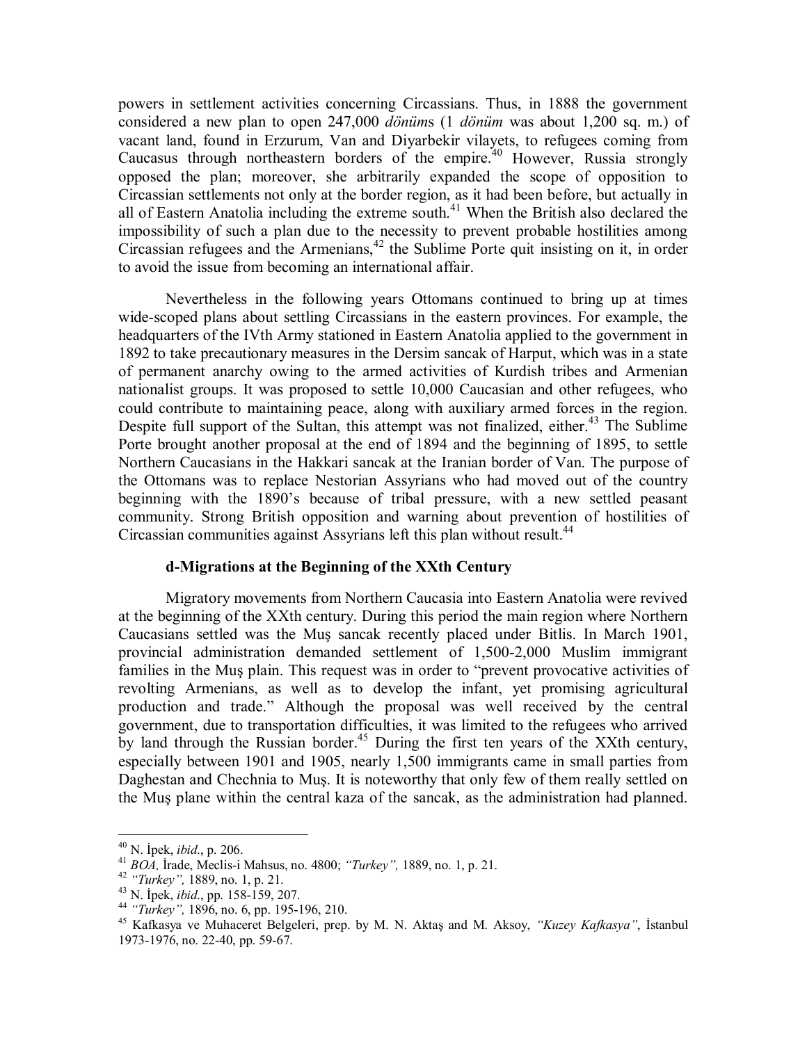powers in settlement activities concerning Circassians. Thus, in 1888 the government considered a new plan to open 247,000 *dönüm*s (1 *dönüm* was about 1,200 sq. m.) of vacant land, found in Erzurum, Van and Diyarbekir vilayets, to refugees coming from Caucasus through northeastern borders of the empire.[40] However, Russia strongly opposed the plan; moreover, she arbitrarily expanded the scope of opposition to Circassian settlements not only at the border region, as it had been before, but actually in all of Eastern Anatolia including the extreme south.[41] When the British also declared the impossibility of such a plan due to the necessity to prevent probable hostilities among Circassian refugees and the Armenians,[42] the Sublime Porte quit insisting on it, in order to avoid the issue from becoming an international affair.

Nevertheless in the following years Ottomans continued to bring up at times wide-scoped plans about settling Circassians in the eastern provinces. For example, the headquarters of the IVth Army stationed in Eastern Anatolia applied to the government in 1892 to take precautionary measures in the Dersim sancak of Harput, which was in a state of permanent anarchy owing to the armed activities of Kurdish tribes and Armenian nationalist groups. It was proposed to settle 10,000 Caucasian and other refugees, who could contribute to maintaining peace, along with auxiliary armed forces in the region. Despite full support of the Sultan, this attempt was not finalized, either.[43] The Sublime Porte brought another proposal at the end of 1894 and the beginning of 1895, to settle Northern Caucasians in the Hakkari sancak at the Iranian border of Van. The purpose of the Ottomans was to replace Nestorian Assyrians who had moved out of the country beginning with the 1890's because of tribal pressure, with a new settled peasant community. Strong British opposition and warning about prevention of hostilities of Circassian communities against Assyrians left this plan without result.[44]

### d-Migrations at the Beginning of the XXth Century

Migratory movements from Northern Caucasia into Eastern Anatolia were revived at the beginning of the XXth century. During this period the main region where Northern Caucasians settled was the Muş sancak recently placed under Bitlis. In March 1901, provincial administration demanded settlement of 1,500-2,000 Muslim immigrant families in the Muş plain. This request was in order to "prevent provocative activities of revolting Armenians, as well as to develop the infant, yet promising agricultural production and trade." Although the proposal was well received by the central government, due to transportation difficulties, it was limited to the refugees who arrived by land through the Russian border.[45] During the first ten years of the XXth century, especially between 1901 and 1905, nearly 1,500 immigrants came in small parties from Daghestan and Chechnia to Muş. It is noteworthy that only few of them really settled on the Muş plane within the central kaza of the sancak, as the administration had planned.

---

[40] N. İpek, *ibid.*, p. 206.

[41] *BOA,* İrade, Meclis-i Mahsus, no. 4800; *"Turkey",* 1889, no. 1, p. 21.

[42] *"Turkey",* 1889, no. 1, p. 21.

[43] N. İpek, *ibid.*, pp. 158-159, 207.

[44] *"Turkey",* 1896, no. 6, pp. 195-196, 210.

[45] Kafkasya ve Muhaceret Belgeleri, prep. by M. N. Aktaş and M. Aksoy, *"Kuzey Kafkasya"*, İstanbul 1973-1976, no. 22-40, pp. 59-67.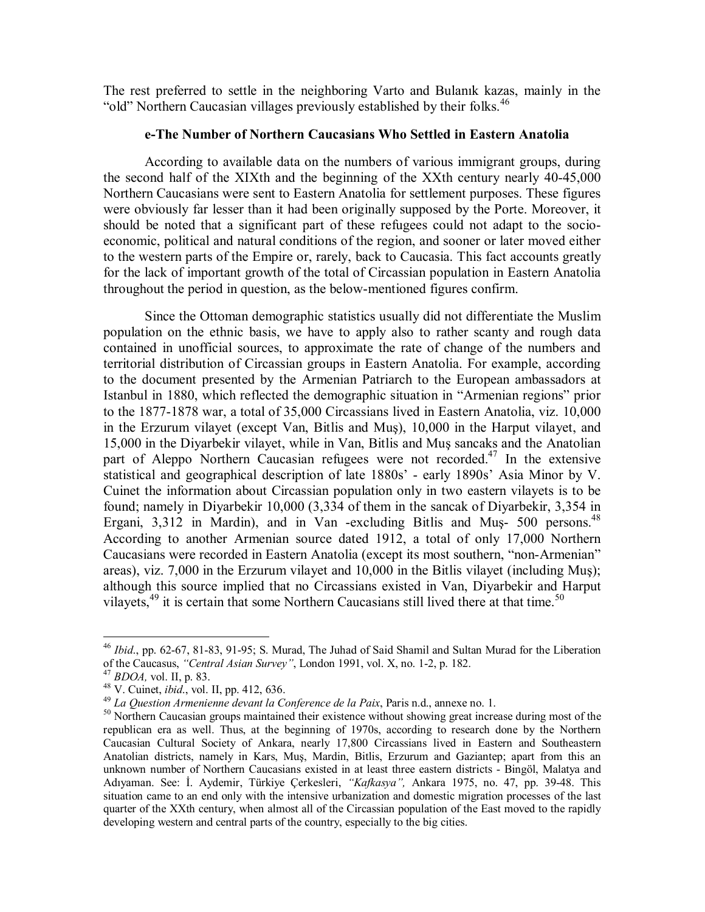The rest preferred to settle in the neighboring Varto and Bulanık kazas, mainly in the "old" Northern Caucasian villages previously established by their folks.[46]

### e-The Number of Northern Caucasians Who Settled in Eastern Anatolia

According to available data on the numbers of various immigrant groups, during the second half of the XIXth and the beginning of the XXth century nearly 40-45,000 Northern Caucasians were sent to Eastern Anatolia for settlement purposes. These figures were obviously far lesser than it had been originally supposed by the Porte. Moreover, it should be noted that a significant part of these refugees could not adapt to the socio-economic, political and natural conditions of the region, and sooner or later moved either to the western parts of the Empire or, rarely, back to Caucasia. This fact accounts greatly for the lack of important growth of the total of Circassian population in Eastern Anatolia throughout the period in question, as the below-mentioned figures confirm.

Since the Ottoman demographic statistics usually did not differentiate the Muslim population on the ethnic basis, we have to apply also to rather scanty and rough data contained in unofficial sources, to approximate the rate of change of the numbers and territorial distribution of Circassian groups in Eastern Anatolia. For example, according to the document presented by the Armenian Patriarch to the European ambassadors at Istanbul in 1880, which reflected the demographic situation in "Armenian regions" prior to the 1877-1878 war, a total of 35,000 Circassians lived in Eastern Anatolia, viz. 10,000 in the Erzurum vilayet (except Van, Bitlis and Muş), 10,000 in the Harput vilayet, and 15,000 in the Diyarbekir vilayet, while in Van, Bitlis and Muş sancaks and the Anatolian part of Aleppo Northern Caucasian refugees were not recorded.[47] In the extensive statistical and geographical description of late 1880s' - early 1890s' Asia Minor by V. Cuinet the information about Circassian population only in two eastern vilayets is to be found; namely in Diyarbekir 10,000 (3,334 of them in the sancak of Diyarbekir, 3,354 in Ergani, 3,312 in Mardin), and in Van -excluding Bitlis and Muş- 500 persons.[48] According to another Armenian source dated 1912, a total of only 17,000 Northern Caucasians were recorded in Eastern Anatolia (except its most southern, "non-Armenian" areas), viz. 7,000 in the Erzurum vilayet and 10,000 in the Bitlis vilayet (including Muş); although this source implied that no Circassians existed in Van, Diyarbekir and Harput vilayets,[49] it is certain that some Northern Caucasians still lived there at that time.[50]

---

[46] *Ibid*., pp. 62-67, 81-83, 91-95; S. Murad, The Juhad of Said Shamil and Sultan Murad for the Liberation of the Caucasus, *"Central Asian Survey"*, London 1991, vol. X, no. 1-2, p. 182.

[47] *BDOA,* vol. II, p. 83.

[48] V. Cuinet, *ibid*., vol. II, pp. 412, 636.

[49] *La Question Armenienne devant la Conference de la Paix*, Paris n.d., annexe no. 1.

[50] Northern Caucasian groups maintained their existence without showing great increase during most of the republican era as well. Thus, at the beginning of 1970s, according to research done by the Northern Caucasian Cultural Society of Ankara, nearly 17,800 Circassians lived in Eastern and Southeastern Anatolian districts, namely in Kars, Muş, Mardin, Bitlis, Erzurum and Gaziantep; apart from this an unknown number of Northern Caucasians existed in at least three eastern districts - Bingöl, Malatya and Adıyaman. See: İ. Aydemir, Türkiye Çerkesleri, *"Kafkasya",* Ankara 1975, no. 47, pp. 39-48. This situation came to an end only with the intensive urbanization and domestic migration processes of the last quarter of the XXth century, when almost all of the Circassian population of the East moved to the rapidly developing western and central parts of the country, especially to the big cities.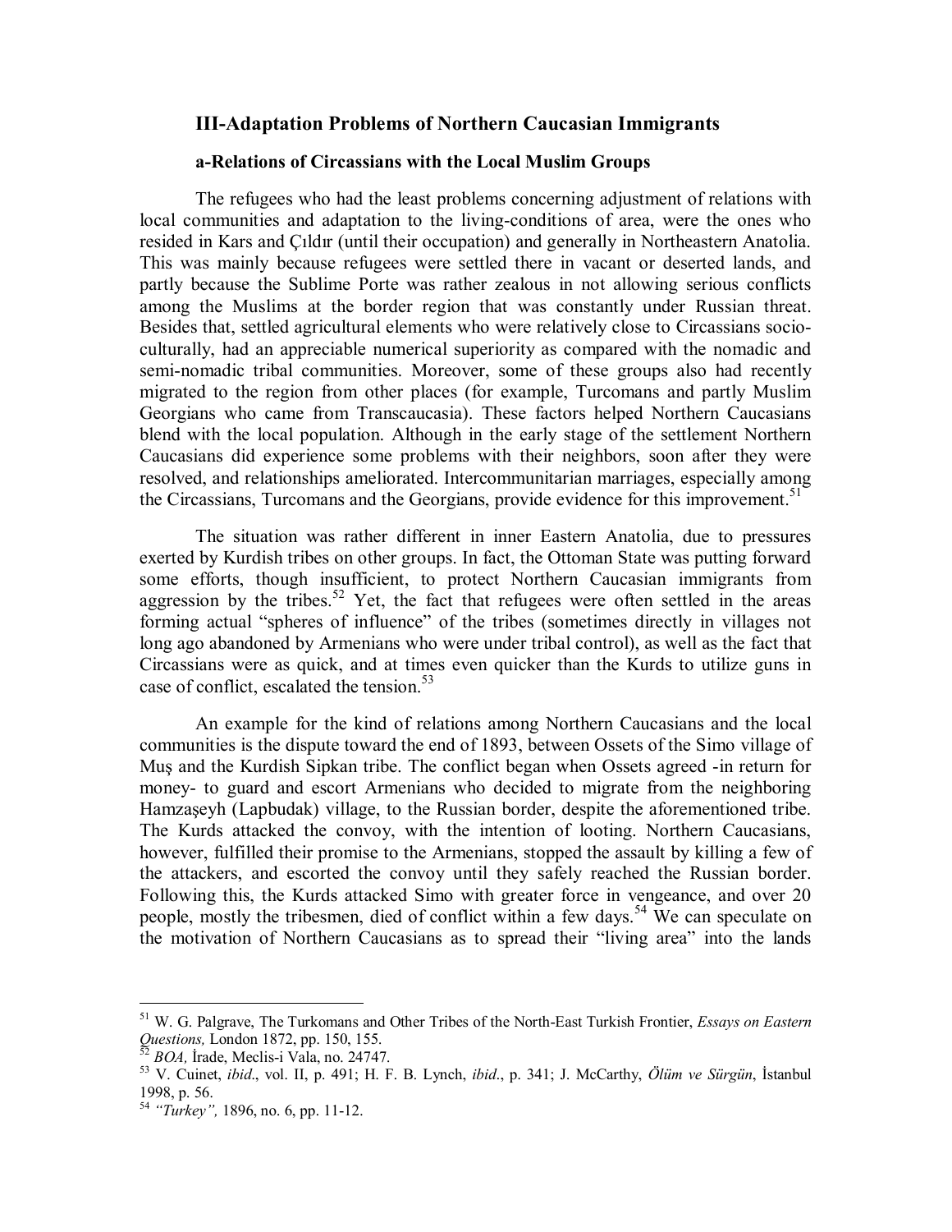### III-Adaptation Problems of Northern Caucasian Immigrants

#### a-Relations of Circassians with the Local Muslim Groups

The refugees who had the least problems concerning adjustment of relations with local communities and adaptation to the living-conditions of area, were the ones who resided in Kars and Çıldır (until their occupation) and generally in Northeastern Anatolia. This was mainly because refugees were settled there in vacant or deserted lands, and partly because the Sublime Porte was rather zealous in not allowing serious conflicts among the Muslims at the border region that was constantly under Russian threat. Besides that, settled agricultural elements who were relatively close to Circassians socio-culturally, had an appreciable numerical superiority as compared with the nomadic and semi-nomadic tribal communities. Moreover, some of these groups also had recently migrated to the region from other places (for example, Turcomans and partly Muslim Georgians who came from Transcaucasia). These factors helped Northern Caucasians blend with the local population. Although in the early stage of the settlement Northern Caucasians did experience some problems with their neighbors, soon after they were resolved, and relationships ameliorated. Intercommunitarian marriages, especially among the Circassians, Turcomans and the Georgians, provide evidence for this improvement.[51]

The situation was rather different in inner Eastern Anatolia, due to pressures exerted by Kurdish tribes on other groups. In fact, the Ottoman State was putting forward some efforts, though insufficient, to protect Northern Caucasian immigrants from aggression by the tribes.[52] Yet, the fact that refugees were often settled in the areas forming actual "spheres of influence" of the tribes (sometimes directly in villages not long ago abandoned by Armenians who were under tribal control), as well as the fact that Circassians were as quick, and at times even quicker than the Kurds to utilize guns in case of conflict, escalated the tension.[53]

An example for the kind of relations among Northern Caucasians and the local communities is the dispute toward the end of 1893, between Ossets of the Simo village of Muş and the Kurdish Sipkan tribe. The conflict began when Ossets agreed -in return for money- to guard and escort Armenians who decided to migrate from the neighboring Hamzaşeyh (Lapbudak) village, to the Russian border, despite the aforementioned tribe. The Kurds attacked the convoy, with the intention of looting. Northern Caucasians, however, fulfilled their promise to the Armenians, stopped the assault by killing a few of the attackers, and escorted the convoy until they safely reached the Russian border. Following this, the Kurds attacked Simo with greater force in vengeance, and over 20 people, mostly the tribesmen, died of conflict within a few days.[54] We can speculate on the motivation of Northern Caucasians as to spread their "living area" into the lands

---

[51] W. G. Palgrave, The Turkomans and Other Tribes of the North-East Turkish Frontier, *Essays on Eastern Questions,* London 1872, pp. 150, 155.

[52] *BOA,* İrade, Meclis-i Vala, no. 24747.

[53] V. Cuinet, *ibid*., vol. II, p. 491; H. F. B. Lynch, *ibid*., p. 341; J. McCarthy, *Ölüm ve Sürgün*, İstanbul 1998, p. 56.

[54] *"Turkey",* 1896, no. 6, pp. 11-12.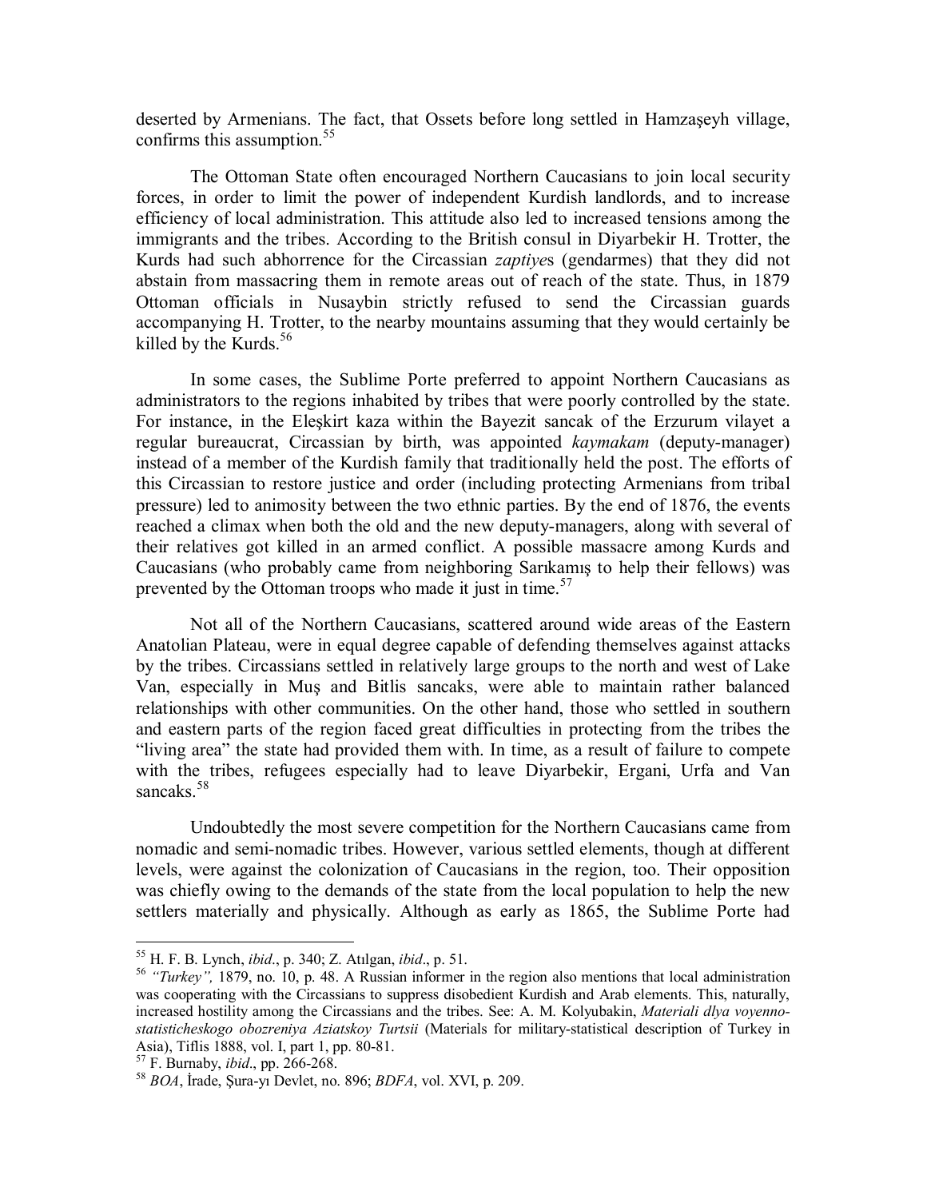deserted by Armenians. The fact, that Ossets before long settled in Hamzaşeyh village, confirms this assumption.[55]

The Ottoman State often encouraged Northern Caucasians to join local security forces, in order to limit the power of independent Kurdish landlords, and to increase efficiency of local administration. This attitude also led to increased tensions among the immigrants and the tribes. According to the British consul in Diyarbekir H. Trotter, the Kurds had such abhorrence for the Circassian *zaptiye*s (gendarmes) that they did not abstain from massacring them in remote areas out of reach of the state. Thus, in 1879 Ottoman officials in Nusaybin strictly refused to send the Circassian guards accompanying H. Trotter, to the nearby mountains assuming that they would certainly be killed by the Kurds.[56]

In some cases, the Sublime Porte preferred to appoint Northern Caucasians as administrators to the regions inhabited by tribes that were poorly controlled by the state. For instance, in the Eleşkirt kaza within the Bayezit sancak of the Erzurum vilayet a regular bureaucrat, Circassian by birth, was appointed *kaymakam* (deputy-manager) instead of a member of the Kurdish family that traditionally held the post. The efforts of this Circassian to restore justice and order (including protecting Armenians from tribal pressure) led to animosity between the two ethnic parties. By the end of 1876, the events reached a climax when both the old and the new deputy-managers, along with several of their relatives got killed in an armed conflict. A possible massacre among Kurds and Caucasians (who probably came from neighboring Sarıkamış to help their fellows) was prevented by the Ottoman troops who made it just in time.[57]

Not all of the Northern Caucasians, scattered around wide areas of the Eastern Anatolian Plateau, were in equal degree capable of defending themselves against attacks by the tribes. Circassians settled in relatively large groups to the north and west of Lake Van, especially in Muş and Bitlis sancaks, were able to maintain rather balanced relationships with other communities. On the other hand, those who settled in southern and eastern parts of the region faced great difficulties in protecting from the tribes the "living area" the state had provided them with. In time, as a result of failure to compete with the tribes, refugees especially had to leave Diyarbekir, Ergani, Urfa and Van sancaks.[58]

Undoubtedly the most severe competition for the Northern Caucasians came from nomadic and semi-nomadic tribes. However, various settled elements, though at different levels, were against the colonization of Caucasians in the region, too. Their opposition was chiefly owing to the demands of the state from the local population to help the new settlers materially and physically. Although as early as 1865, the Sublime Porte had

---

[55] H. F. B. Lynch, *ibid*., p. 340; Z. Atılgan, *ibid*., p. 51.

[56] *"Turkey",* 1879, no. 10, p. 48. A Russian informer in the region also mentions that local administration was cooperating with the Circassians to suppress disobedient Kurdish and Arab elements. This, naturally, increased hostility among the Circassians and the tribes. See: A. M. Kolyubakin, *Materiali dlya voyenno-statisticheskogo obozreniya Aziatskoy Turtsii* (Materials for military-statistical description of Turkey in Asia), Tiflis 1888, vol. I, part 1, pp. 80-81.

[57] F. Burnaby, *ibid*., pp. 266-268.

[58] *BOA*, İrade, Şura-yı Devlet, no. 896; *BDFA*, vol. XVI, p. 209.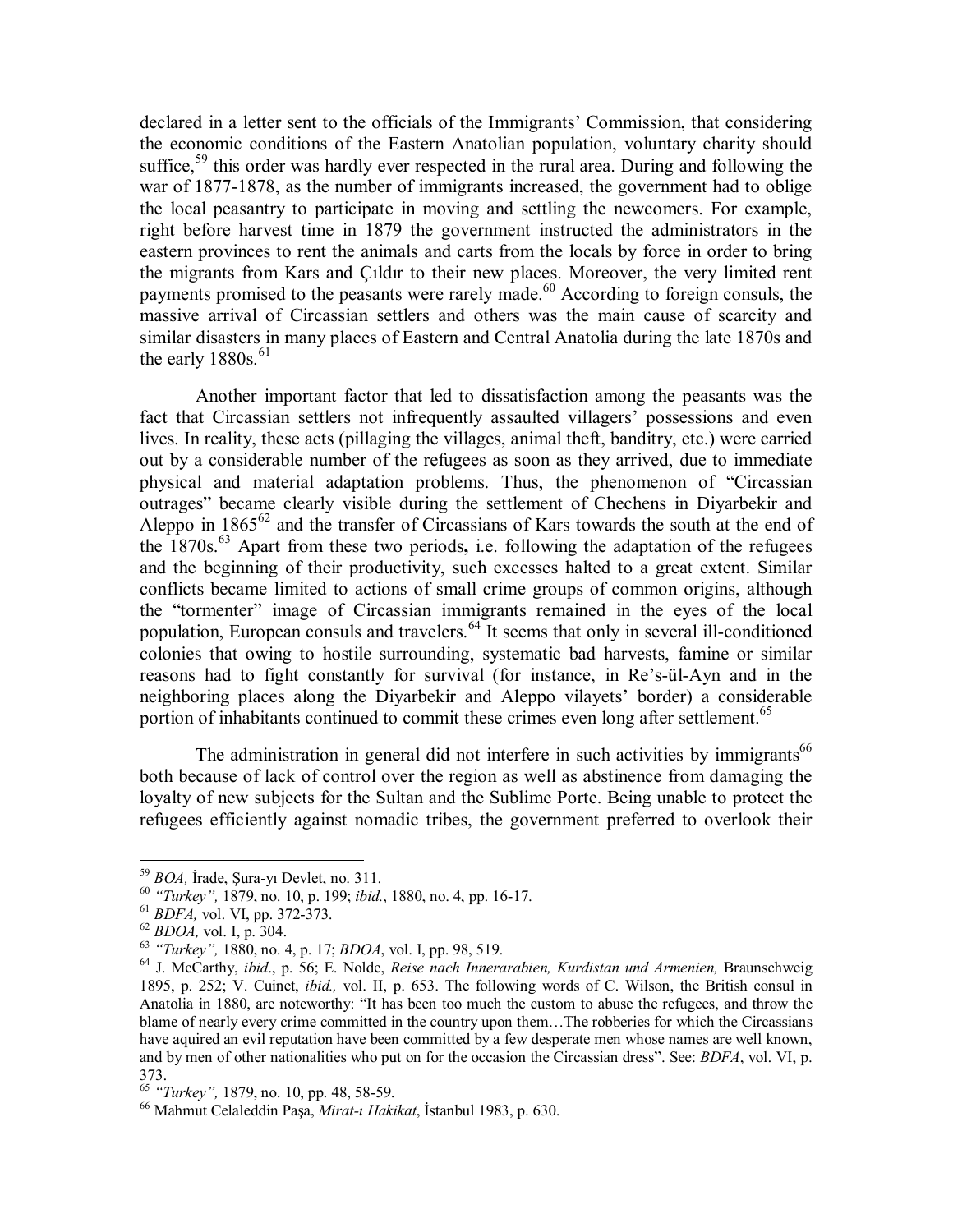declared in a letter sent to the officials of the Immigrants' Commission, that considering the economic conditions of the Eastern Anatolian population, voluntary charity should suffice,[59] this order was hardly ever respected in the rural area. During and following the war of 1877-1878, as the number of immigrants increased, the government had to oblige the local peasantry to participate in moving and settling the newcomers. For example, right before harvest time in 1879 the government instructed the administrators in the eastern provinces to rent the animals and carts from the locals by force in order to bring the migrants from Kars and Çıldır to their new places. Moreover, the very limited rent payments promised to the peasants were rarely made.[60] According to foreign consuls, the massive arrival of Circassian settlers and others was the main cause of scarcity and similar disasters in many places of Eastern and Central Anatolia during the late 1870s and the early 1880s.[61]

Another important factor that led to dissatisfaction among the peasants was the fact that Circassian settlers not infrequently assaulted villagers' possessions and even lives. In reality, these acts (pillaging the villages, animal theft, banditry, etc.) were carried out by a considerable number of the refugees as soon as they arrived, due to immediate physical and material adaptation problems. Thus, the phenomenon of "Circassian outrages" became clearly visible during the settlement of Chechens in Diyarbekir and Aleppo in 1865[62] and the transfer of Circassians of Kars towards the south at the end of the 1870s.[63] Apart from these two periods**,** i.e. following the adaptation of the refugees and the beginning of their productivity, such excesses halted to a great extent. Similar conflicts became limited to actions of small crime groups of common origins, although the "tormenter" image of Circassian immigrants remained in the eyes of the local population, European consuls and travelers.[64] It seems that only in several ill-conditioned colonies that owing to hostile surrounding, systematic bad harvests, famine or similar reasons had to fight constantly for survival (for instance, in Re's-ül-Ayn and in the neighboring places along the Diyarbekir and Aleppo vilayets' border) a considerable portion of inhabitants continued to commit these crimes even long after settlement.[65]

The administration in general did not interfere in such activities by immigrants[66] both because of lack of control over the region as well as abstinence from damaging the loyalty of new subjects for the Sultan and the Sublime Porte. Being unable to protect the refugees efficiently against nomadic tribes, the government preferred to overlook their

---

[59] *BOA,* İrade, Şura-yı Devlet, no. 311.

[60] *"Turkey",* 1879, no. 10, p. 199; *ibid.*, 1880, no. 4, pp. 16-17.

[61] *BDFA,* vol. VI, pp. 372-373.

[62] *BDOA,* vol. I, p. 304.

[63] *"Turkey",* 1880, no. 4, p. 17; *BDOA*, vol. I, pp. 98, 519.

[64] J. McCarthy, *ibid*., p. 56; E. Nolde, *Reise nach Innerarabien, Kurdistan und Armenien,* Braunschweig 1895, p. 252; V. Cuinet, *ibid.,* vol. II, p. 653. The following words of C. Wilson, the British consul in Anatolia in 1880, are noteworthy: "It has been too much the custom to abuse the refugees, and throw the blame of nearly every crime committed in the country upon them…The robberies for which the Circassians have aquired an evil reputation have been committed by a few desperate men whose names are well known, and by men of other nationalities who put on for the occasion the Circassian dress". See: *BDFA*, vol. VI, p. 373.

[65] *"Turkey",* 1879, no. 10, pp. 48, 58-59.

[66] Mahmut Celaleddin Paşa, *Mirat-ı Hakikat*, İstanbul 1983, p. 630.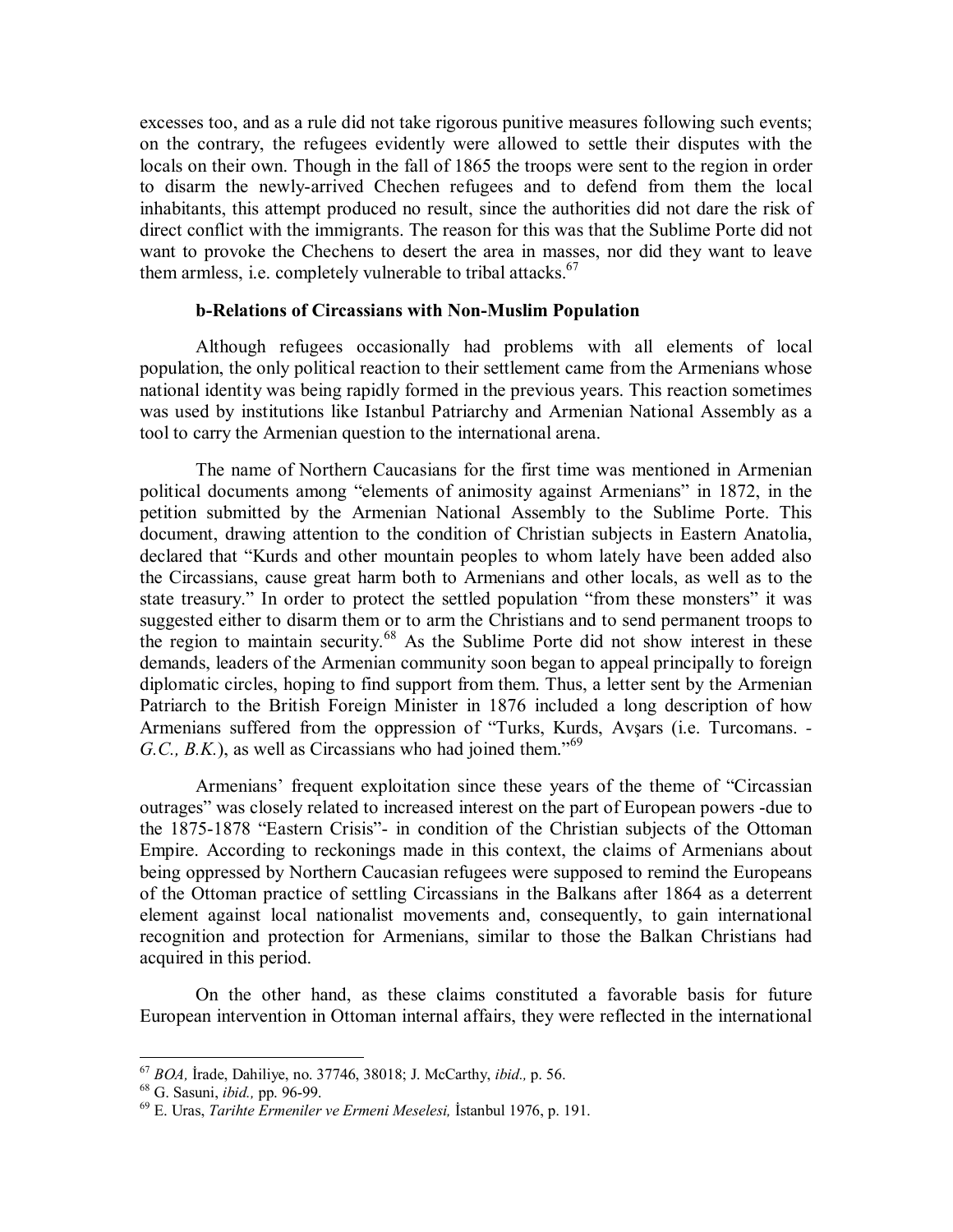excesses too, and as a rule did not take rigorous punitive measures following such events; on the contrary, the refugees evidently were allowed to settle their disputes with the locals on their own. Though in the fall of 1865 the troops were sent to the region in order to disarm the newly-arrived Chechen refugees and to defend from them the local inhabitants, this attempt produced no result, since the authorities did not dare the risk of direct conflict with the immigrants. The reason for this was that the Sublime Porte did not want to provoke the Chechens to desert the area in masses, nor did they want to leave them armless, i.e. completely vulnerable to tribal attacks.[67]

### b-Relations of Circassians with Non-Muslim Population

Although refugees occasionally had problems with all elements of local population, the only political reaction to their settlement came from the Armenians whose national identity was being rapidly formed in the previous years. This reaction sometimes was used by institutions like Istanbul Patriarchy and Armenian National Assembly as a tool to carry the Armenian question to the international arena.

The name of Northern Caucasians for the first time was mentioned in Armenian political documents among "elements of animosity against Armenians" in 1872, in the petition submitted by the Armenian National Assembly to the Sublime Porte. This document, drawing attention to the condition of Christian subjects in Eastern Anatolia, declared that "Kurds and other mountain peoples to whom lately have been added also the Circassians, cause great harm both to Armenians and other locals, as well as to the state treasury." In order to protect the settled population "from these monsters" it was suggested either to disarm them or to arm the Christians and to send permanent troops to the region to maintain security.[68] As the Sublime Porte did not show interest in these demands, leaders of the Armenian community soon began to appeal principally to foreign diplomatic circles, hoping to find support from them. Thus, a letter sent by the Armenian Patriarch to the British Foreign Minister in 1876 included a long description of how Armenians suffered from the oppression of "Turks, Kurds, Avşars (i.e. Turcomans. - *G.C., B.K.*), as well as Circassians who had joined them."[69]

Armenians' frequent exploitation since these years of the theme of "Circassian outrages" was closely related to increased interest on the part of European powers -due to the 1875-1878 "Eastern Crisis"- in condition of the Christian subjects of the Ottoman Empire. According to reckonings made in this context, the claims of Armenians about being oppressed by Northern Caucasian refugees were supposed to remind the Europeans of the Ottoman practice of settling Circassians in the Balkans after 1864 as a deterrent element against local nationalist movements and, consequently, to gain international recognition and protection for Armenians, similar to those the Balkan Christians had acquired in this period.

On the other hand, as these claims constituted a favorable basis for future European intervention in Ottoman internal affairs, they were reflected in the international

---

[67] *BOA,* İrade, Dahiliye, no. 37746, 38018; J. McCarthy, *ibid.,* p. 56.

[68] G. Sasuni, *ibid.,* pp. 96-99.

[69] E. Uras, *Tarihte Ermeniler ve Ermeni Meselesi,* İstanbul 1976, p. 191.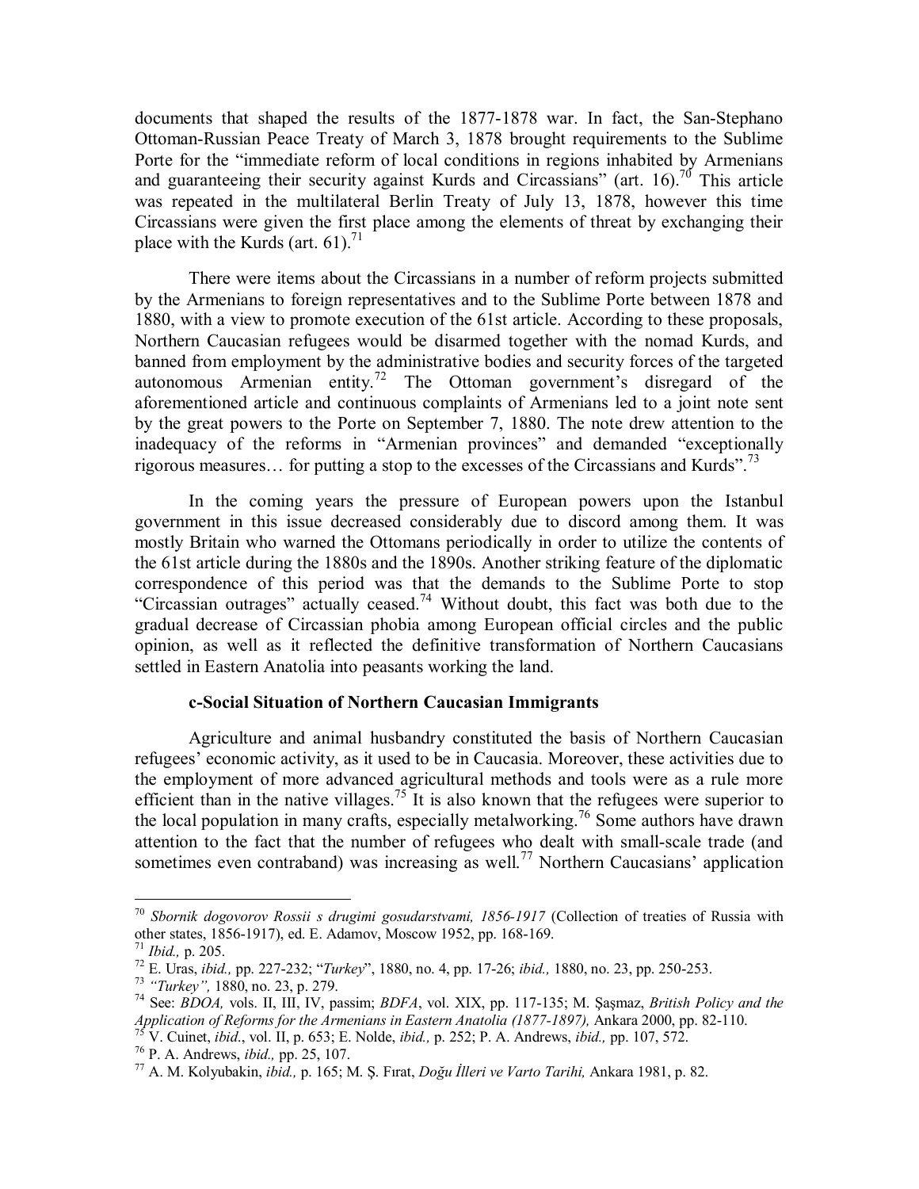documents that shaped the results of the 1877-1878 war. In fact, the San-Stephano Ottoman-Russian Peace Treaty of March 3, 1878 brought requirements to the Sublime Porte for the "immediate reform of local conditions in regions inhabited by Armenians and guaranteeing their security against Kurds and Circassians" (art. 16).[70] This article was repeated in the multilateral Berlin Treaty of July 13, 1878, however this time Circassians were given the first place among the elements of threat by exchanging their place with the Kurds (art. 61).[71]

There were items about the Circassians in a number of reform projects submitted by the Armenians to foreign representatives and to the Sublime Porte between 1878 and 1880, with a view to promote execution of the 61st article. According to these proposals, Northern Caucasian refugees would be disarmed together with the nomad Kurds, and banned from employment by the administrative bodies and security forces of the targeted autonomous Armenian entity.[72] The Ottoman government's disregard of the aforementioned article and continuous complaints of Armenians led to a joint note sent by the great powers to the Porte on September 7, 1880. The note drew attention to the inadequacy of the reforms in "Armenian provinces" and demanded "exceptionally rigorous measures… for putting a stop to the excesses of the Circassians and Kurds".[73]

In the coming years the pressure of European powers upon the Istanbul government in this issue decreased considerably due to discord among them. It was mostly Britain who warned the Ottomans periodically in order to utilize the contents of the 61st article during the 1880s and the 1890s. Another striking feature of the diplomatic correspondence of this period was that the demands to the Sublime Porte to stop "Circassian outrages" actually ceased.[74] Without doubt, this fact was both due to the gradual decrease of Circassian phobia among European official circles and the public opinion, as well as it reflected the definitive transformation of Northern Caucasians settled in Eastern Anatolia into peasants working the land.

### c-Social Situation of Northern Caucasian Immigrants

Agriculture and animal husbandry constituted the basis of Northern Caucasian refugees' economic activity, as it used to be in Caucasia. Moreover, these activities due to the employment of more advanced agricultural methods and tools were as a rule more efficient than in the native villages.[75] It is also known that the refugees were superior to the local population in many crafts, especially metalworking.[76] Some authors have drawn attention to the fact that the number of refugees who dealt with small-scale trade (and sometimes even contraband) was increasing as well.[77] Northern Caucasians' application

---

[70] *Sbornik dogovorov Rossii s drugimi gosudarstvami, 1856-1917* (Collection of treaties of Russia with other states, 1856-1917), ed. E. Adamov, Moscow 1952, pp. 168-169.

[71] *Ibid.,* p. 205.

[72] E. Uras, *ibid.,* pp. 227-232; "*Turkey*", 1880, no. 4, pp. 17-26; *ibid.,* 1880, no. 23, pp. 250-253.

[73] *"Turkey",* 1880, no. 23, p. 279.

[74] See: *BDOA,* vols. II, III, IV, passim; *BDFA*, vol. XIX, pp. 117-135; M. Şaşmaz, *British Policy and the Application of Reforms for the Armenians in Eastern Anatolia (1877-1897),* Ankara 2000, pp. 82-110.

[75] V. Cuinet, *ibid.*, vol. II, p. 653; E. Nolde, *ibid.,* p. 252; P. A. Andrews, *ibid.,* pp. 107, 572.

[76] P. A. Andrews, *ibid.,* pp. 25, 107.

[77] A. M. Kolyubakin, *ibid.,* p. 165; M. Ş. Fırat, *Doğu İlleri ve Varto Tarihi,* Ankara 1981, p. 82.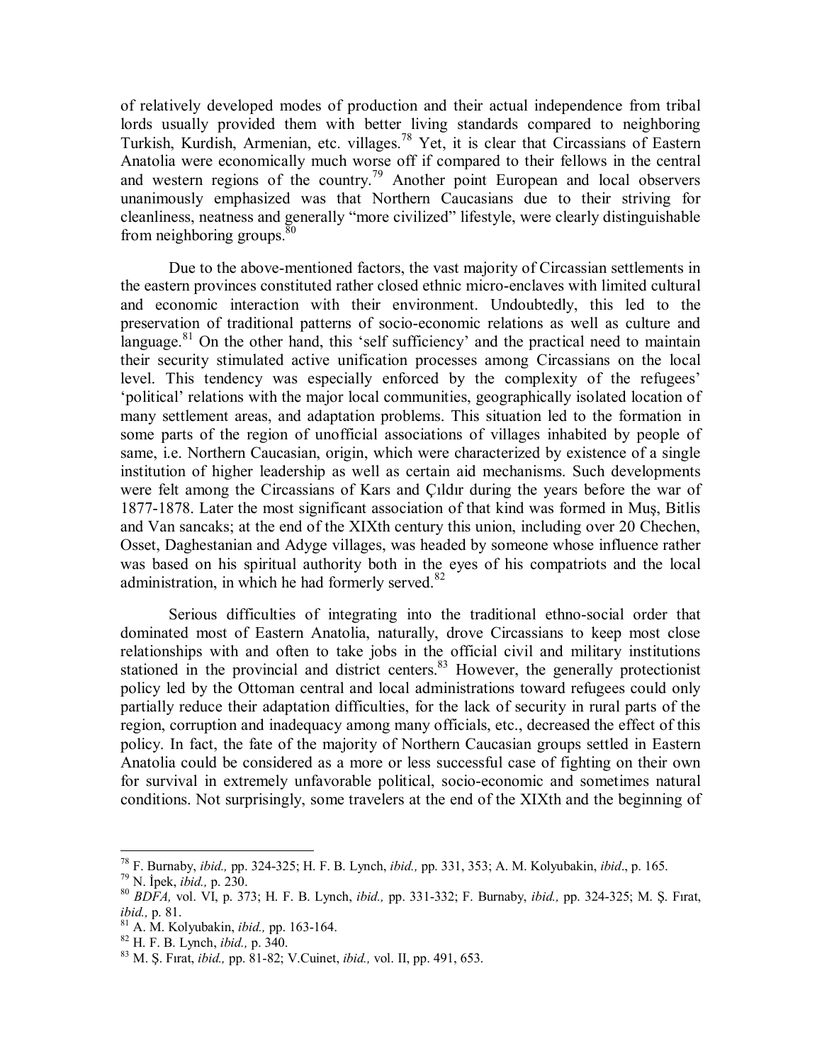of relatively developed modes of production and their actual independence from tribal lords usually provided them with better living standards compared to neighboring Turkish, Kurdish, Armenian, etc. villages.[78] Yet, it is clear that Circassians of Eastern Anatolia were economically much worse off if compared to their fellows in the central and western regions of the country.[79] Another point European and local observers unanimously emphasized was that Northern Caucasians due to their striving for cleanliness, neatness and generally "more civilized" lifestyle, were clearly distinguishable from neighboring groups.[80]

Due to the above-mentioned factors, the vast majority of Circassian settlements in the eastern provinces constituted rather closed ethnic micro-enclaves with limited cultural and economic interaction with their environment. Undoubtedly, this led to the preservation of traditional patterns of socio-economic relations as well as culture and language.[81] On the other hand, this 'self sufficiency' and the practical need to maintain their security stimulated active unification processes among Circassians on the local level. This tendency was especially enforced by the complexity of the refugees' 'political' relations with the major local communities, geographically isolated location of many settlement areas, and adaptation problems. This situation led to the formation in some parts of the region of unofficial associations of villages inhabited by people of same, i.e. Northern Caucasian, origin, which were characterized by existence of a single institution of higher leadership as well as certain aid mechanisms. Such developments were felt among the Circassians of Kars and Çıldır during the years before the war of 1877-1878. Later the most significant association of that kind was formed in Muş, Bitlis and Van sancaks; at the end of the XIXth century this union, including over 20 Chechen, Osset, Daghestanian and Adyge villages, was headed by someone whose influence rather was based on his spiritual authority both in the eyes of his compatriots and the local administration, in which he had formerly served.[82]

Serious difficulties of integrating into the traditional ethno-social order that dominated most of Eastern Anatolia, naturally, drove Circassians to keep most close relationships with and often to take jobs in the official civil and military institutions stationed in the provincial and district centers.[83] However, the generally protectionist policy led by the Ottoman central and local administrations toward refugees could only partially reduce their adaptation difficulties, for the lack of security in rural parts of the region, corruption and inadequacy among many officials, etc., decreased the effect of this policy. In fact, the fate of the majority of Northern Caucasian groups settled in Eastern Anatolia could be considered as a more or less successful case of fighting on their own for survival in extremely unfavorable political, socio-economic and sometimes natural conditions. Not surprisingly, some travelers at the end of the XIXth and the beginning of

---

[78] F. Burnaby, *ibid.,* pp. 324-325; H. F. B. Lynch, *ibid.,* pp. 331, 353; A. M. Kolyubakin, *ibid*., p. 165.

[79] N. İpek, *ibid.,* p. 230.

[80] *BDFA,* vol. VI, p. 373; H. F. B. Lynch, *ibid.,* pp. 331-332; F. Burnaby, *ibid.,* pp. 324-325; M. Ş. Fırat, *ibid.,* p. 81.

[81] A. M. Kolyubakin, *ibid.,* pp. 163-164.

[82] H. F. B. Lynch, *ibid.,* p. 340.

[83] M. Ş. Fırat, *ibid.,* pp. 81-82; V.Cuinet, *ibid.,* vol. II, pp. 491, 653.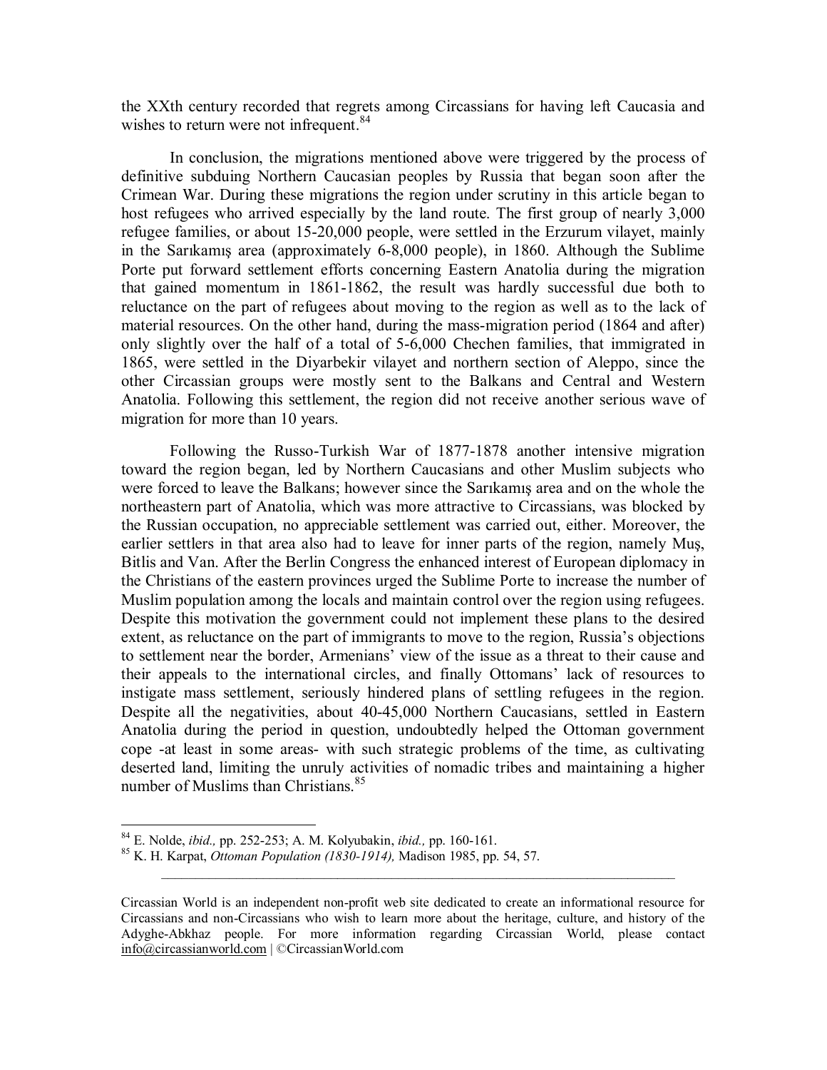the XXth century recorded that regrets among Circassians for having left Caucasia and wishes to return were not infrequent.[84]

In conclusion, the migrations mentioned above were triggered by the process of definitive subduing Northern Caucasian peoples by Russia that began soon after the Crimean War. During these migrations the region under scrutiny in this article began to host refugees who arrived especially by the land route. The first group of nearly 3,000 refugee families, or about 15-20,000 people, were settled in the Erzurum vilayet, mainly in the Sarıkamış area (approximately 6-8,000 people), in 1860. Although the Sublime Porte put forward settlement efforts concerning Eastern Anatolia during the migration that gained momentum in 1861-1862, the result was hardly successful due both to reluctance on the part of refugees about moving to the region as well as to the lack of material resources. On the other hand, during the mass-migration period (1864 and after) only slightly over the half of a total of 5-6,000 Chechen families, that immigrated in 1865, were settled in the Diyarbekir vilayet and northern section of Aleppo, since the other Circassian groups were mostly sent to the Balkans and Central and Western Anatolia. Following this settlement, the region did not receive another serious wave of migration for more than 10 years.

Following the Russo-Turkish War of 1877-1878 another intensive migration toward the region began, led by Northern Caucasians and other Muslim subjects who were forced to leave the Balkans; however since the Sarıkamış area and on the whole the northeastern part of Anatolia, which was more attractive to Circassians, was blocked by the Russian occupation, no appreciable settlement was carried out, either. Moreover, the earlier settlers in that area also had to leave for inner parts of the region, namely Muş, Bitlis and Van. After the Berlin Congress the enhanced interest of European diplomacy in the Christians of the eastern provinces urged the Sublime Porte to increase the number of Muslim population among the locals and maintain control over the region using refugees. Despite this motivation the government could not implement these plans to the desired extent, as reluctance on the part of immigrants to move to the region, Russia's objections to settlement near the border, Armenians' view of the issue as a threat to their cause and their appeals to the international circles, and finally Ottomans' lack of resources to instigate mass settlement, seriously hindered plans of settling refugees in the region. Despite all the negativities, about 40-45,000 Northern Caucasians, settled in Eastern Anatolia during the period in question, undoubtedly helped the Ottoman government cope -at least in some areas- with such strategic problems of the time, as cultivating deserted land, limiting the unruly activities of nomadic tribes and maintaining a higher number of Muslims than Christians.[85]

---

[84] E. Nolde, *ibid.,* pp. 252-253; A. M. Kolyubakin, *ibid.,* pp. 160-161.

[85] K. H. Karpat, *Ottoman Population (1830-1914),* Madison 1985, pp. 54, 57.

Circassian World is an independent non-profit web site dedicated to create an informational resource for Circassians and non-Circassians who wish to learn more about the heritage, culture, and history of the Adyghe-Abkhaz people. For more information regarding Circassian World, please contact info@circassianworld.com | ©CircassianWorld.com